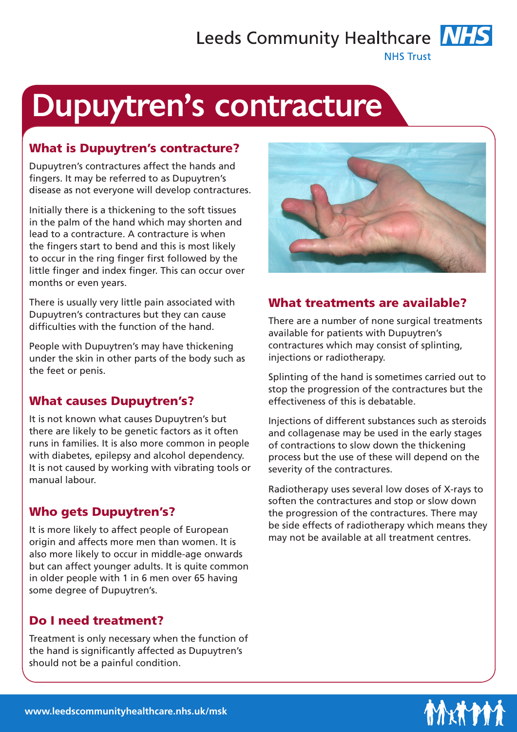Leeds Community Healthcare NHS Trust

# Dupuytren's contracture

## What is Dupuytren's contracture?

Dupuytren's contractures affect the hands and fingers. It may be referred to as Dupuytren's disease as not everyone will develop contractures.

Initially there is a thickening to the soft tissues in the palm of the hand which may shorten and lead to a contracture. A contracture is when the fingers start to bend and this is most likely to occur in the ring finger first followed by the little finger and index finger. This can occur over months or even years.

There is usually very little pain associated with Dupuytren's contractures but they can cause difficulties with the function of the hand.

People with Dupuytren's may have thickening under the skin in other parts of the body such as the feet or penis.

## What causes Dupuytren's?

It is not known what causes Dupuytren's but there are likely to be genetic factors as it often runs in families. It is also more common in people with diabetes, epilepsy and alcohol dependency. It is not caused by working with vibrating tools or manual labour.

## Who gets Dupuytren's?

It is more likely to affect people of European origin and affects more men than women. It is also more likely to occur in middle-age onwards but can affect younger adults. It is quite common in older people with 1 in 6 men over 65 having some degree of Dupuytren's.

## Do I need treatment?

Treatment is only necessary when the function of the hand is significantly affected as Dupuytren's should not be a painful condition.

## What treatments are available?

There are a number of none surgical treatments available for patients with Dupuytren's contractures which may consist of splinting, injections or radiotherapy.

Splinting of the hand is sometimes carried out to stop the progression of the contractures but the effectiveness of this is debatable.

Injections of different substances such as steroids and collagenase may be used in the early stages of contractions to slow down the thickening process but the use of these will depend on the severity of the contractures.

Radiotherapy uses several low doses of X-rays to soften the contractures and stop or slow down the progression of the contractures. There may be side effects of radiotherapy which means they may not be available at all treatment centres.

www.leedscommunityhealthcare.nhs.uk/msk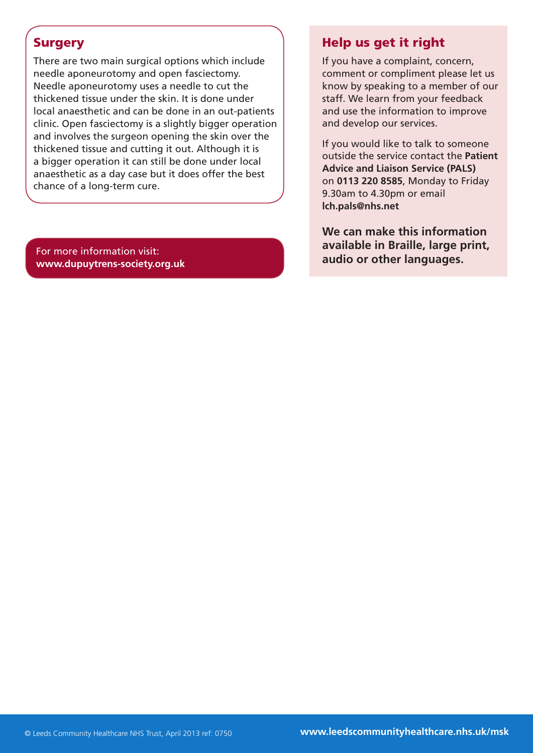## Surgery

There are two main surgical options which include needle aponeurotomy and open fasciectomy. Needle aponeurotomy uses a needle to cut the thickened tissue under the skin. It is done under local anaesthetic and can be done in an out-patients clinic. Open fasciectomy is a slightly bigger operation and involves the surgeon opening the skin over the thickened tissue and cutting it out. Although it is a bigger operation it can still be done under local anaesthetic as a day case but it does offer the best chance of a long-term cure.

For more information visit:
**www.dupuytrens-society.org.uk**

## Help us get it right

If you have a complaint, concern, comment or compliment please let us know by speaking to a member of our staff. We learn from your feedback and use the information to improve and develop our services.

If you would like to talk to someone outside the service contact the **Patient Advice and Liaison Service (PALS)** on **0113 220 8585**, Monday to Friday 9.30am to 4.30pm or email **lch.pals@nhs.net**

**We can make this information available in Braille, large print, audio or other languages.**

© Leeds Community Healthcare NHS Trust, April 2013 ref: 0750

**www.leedscommunityhealthcare.nhs.uk/msk**